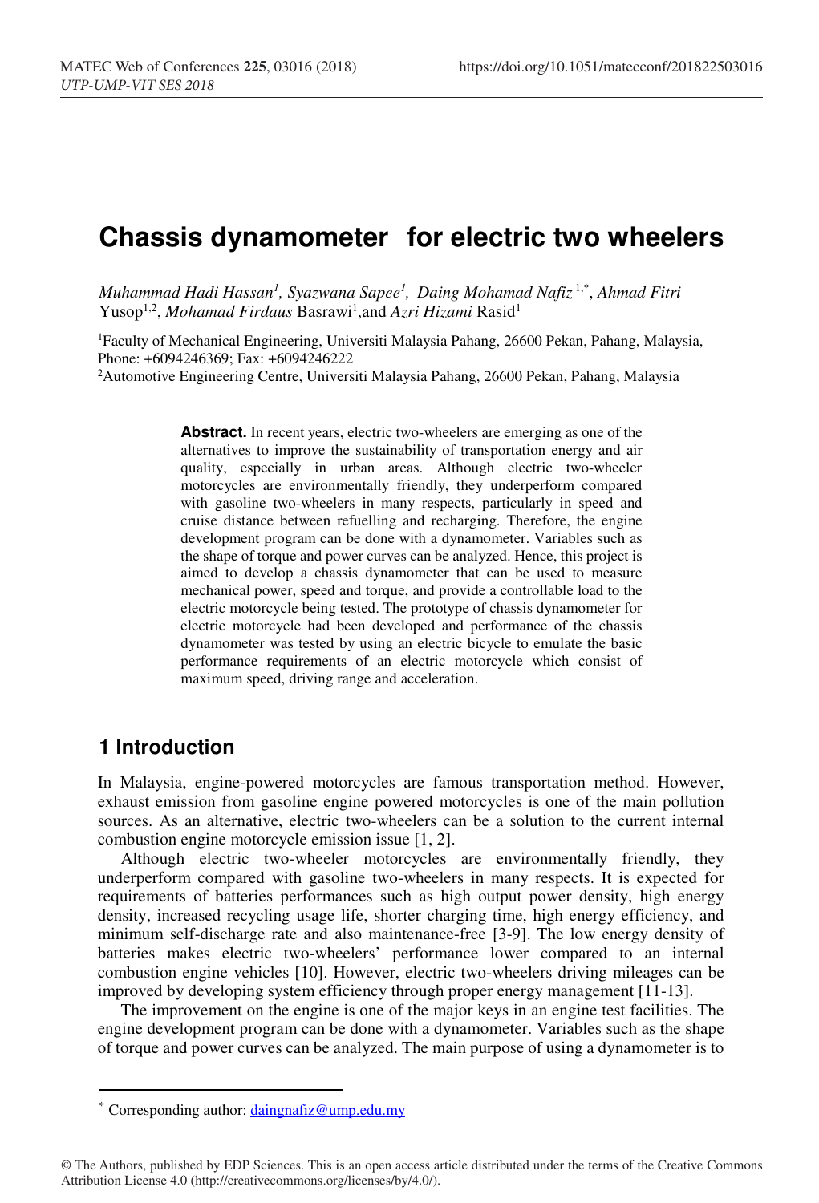# Chassis dynamometer for electric two wheelers

*Muhammad Hadi Hassan*[1], *Syazwana Sapee*[1], *Daing Mohamad Nafiz*[1,*], *Ahmad Fitri* Yusop[1,2], *Mohamad Firdaus* Basrawi[1], and *Azri Hizami* Rasid[1]

[1]Faculty of Mechanical Engineering, Universiti Malaysia Pahang, 26600 Pekan, Pahang, Malaysia, Phone: +6094246369; Fax: +6094246222

[2]Automotive Engineering Centre, Universiti Malaysia Pahang, 26600 Pekan, Pahang, Malaysia

**Abstract.** In recent years, electric two-wheelers are emerging as one of the alternatives to improve the sustainability of transportation energy and air quality, especially in urban areas. Although electric two-wheeler motorcycles are environmentally friendly, they underperform compared with gasoline two-wheelers in many respects, particularly in speed and cruise distance between refuelling and recharging. Therefore, the engine development program can be done with a dynamometer. Variables such as the shape of torque and power curves can be analyzed. Hence, this project is aimed to develop a chassis dynamometer that can be used to measure mechanical power, speed and torque, and provide a controllable load to the electric motorcycle being tested. The prototype of chassis dynamometer for electric motorcycle had been developed and performance of the chassis dynamometer was tested by using an electric bicycle to emulate the basic performance requirements of an electric motorcycle which consist of maximum speed, driving range and acceleration.

## 1 Introduction

In Malaysia, engine-powered motorcycles are famous transportation method. However, exhaust emission from gasoline engine powered motorcycles is one of the main pollution sources. As an alternative, electric two-wheelers can be a solution to the current internal combustion engine motorcycle emission issue [1, 2].

Although electric two-wheeler motorcycles are environmentally friendly, they underperform compared with gasoline two-wheelers in many respects. It is expected for requirements of batteries performances such as high output power density, high energy density, increased recycling usage life, shorter charging time, high energy efficiency, and minimum self-discharge rate and also maintenance-free [3-9]. The low energy density of batteries makes electric two-wheelers' performance lower compared to an internal combustion engine vehicles [10]. However, electric two-wheelers driving mileages can be improved by developing system efficiency through proper energy management [11-13].

The improvement on the engine is one of the major keys in an engine test facilities. The engine development program can be done with a dynamometer. Variables such as the shape of torque and power curves can be analyzed. The main purpose of using a dynamometer is to

* Corresponding author: daingnafiz@ump.edu.my

© The Authors, published by EDP Sciences. This is an open access article distributed under the terms of the Creative Commons Attribution License 4.0 (http://creativecommons.org/licenses/by/4.0/).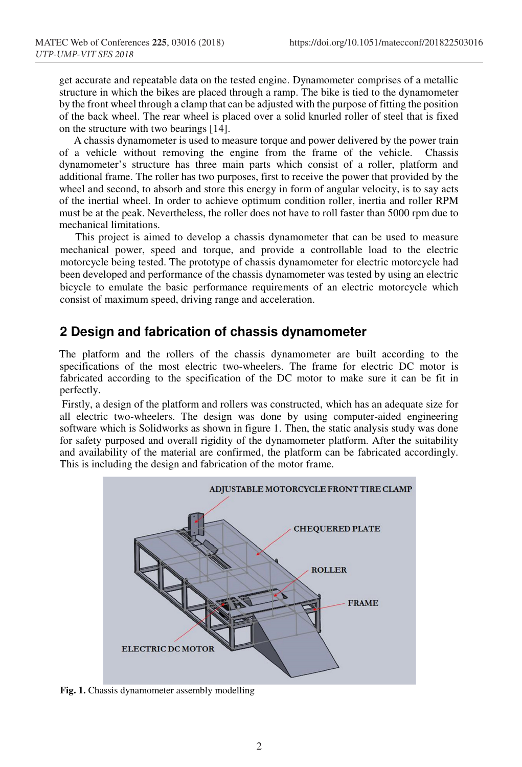get accurate and repeatable data on the tested engine. Dynamometer comprises of a metallic structure in which the bikes are placed through a ramp. The bike is tied to the dynamometer by the front wheel through a clamp that can be adjusted with the purpose of fitting the position of the back wheel. The rear wheel is placed over a solid knurled roller of steel that is fixed on the structure with two bearings [14].

A chassis dynamometer is used to measure torque and power delivered by the power train of a vehicle without removing the engine from the frame of the vehicle. Chassis dynamometer's structure has three main parts which consist of a roller, platform and additional frame. The roller has two purposes, first to receive the power that provided by the wheel and second, to absorb and store this energy in form of angular velocity, is to say acts of the inertial wheel. In order to achieve optimum condition roller, inertia and roller RPM must be at the peak. Nevertheless, the roller does not have to roll faster than 5000 rpm due to mechanical limitations.

This project is aimed to develop a chassis dynamometer that can be used to measure mechanical power, speed and torque, and provide a controllable load to the electric motorcycle being tested. The prototype of chassis dynamometer for electric motorcycle had been developed and performance of the chassis dynamometer was tested by using an electric bicycle to emulate the basic performance requirements of an electric motorcycle which consist of maximum speed, driving range and acceleration.

## 2 Design and fabrication of chassis dynamometer

The platform and the rollers of the chassis dynamometer are built according to the specifications of the most electric two-wheelers. The frame for electric DC motor is fabricated according to the specification of the DC motor to make sure it can be fit in perfectly.

Firstly, a design of the platform and rollers was constructed, which has an adequate size for all electric two-wheelers. The design was done by using computer-aided engineering software which is Solidworks as shown in figure 1. Then, the static analysis study was done for safety purposed and overall rigidity of the dynamometer platform. After the suitability and availability of the material are confirmed, the platform can be fabricated accordingly. This is including the design and fabrication of the motor frame.

**Fig. 1.** Chassis dynamometer assembly modelling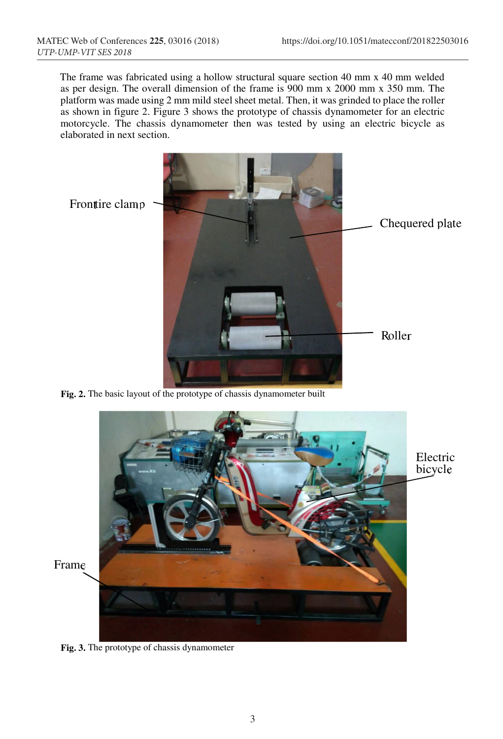The frame was fabricated using a hollow structural square section 40 mm x 40 mm welded as per design. The overall dimension of the frame is 900 mm x 2000 mm x 350 mm. The platform was made using 2 mm mild steel sheet metal. Then, it was grinded to place the roller as shown in figure 2. Figure 3 shows the prototype of chassis dynamometer for an electric motorcycle. The chassis dynamometer then was tested by using an electric bicycle as elaborated in next section.

**Fig. 2.** The basic layout of the prototype of chassis dynamometer built

**Fig. 3.** The prototype of chassis dynamometer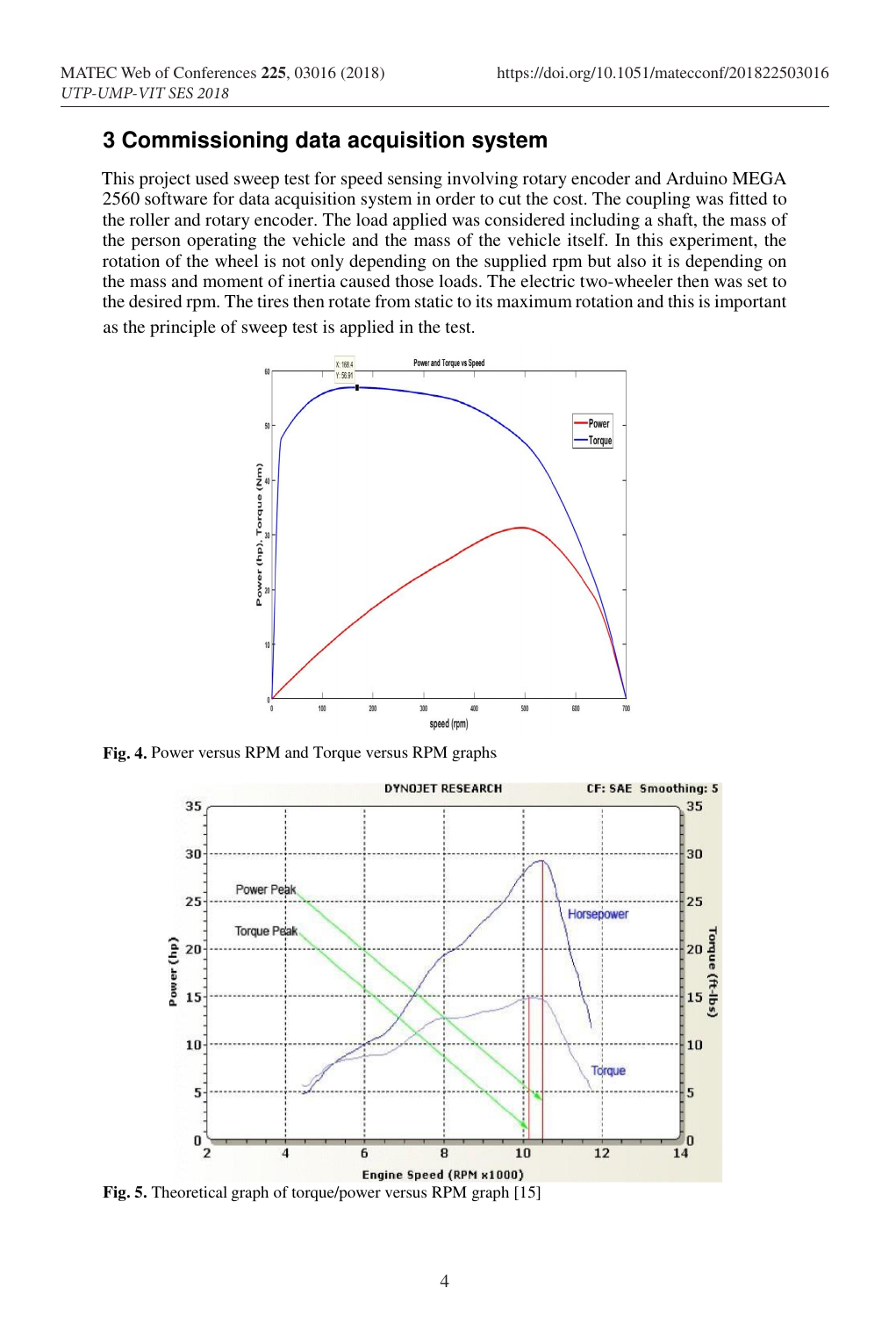## 3 Commissioning data acquisition system

This project used sweep test for speed sensing involving rotary encoder and Arduino MEGA 2560 software for data acquisition system in order to cut the cost. The coupling was fitted to the roller and rotary encoder. The load applied was considered including a shaft, the mass of the person operating the vehicle and the mass of the vehicle itself. In this experiment, the rotation of the wheel is not only depending on the supplied rpm but also it is depending on the mass and moment of inertia caused those loads. The electric two-wheeler then was set to the desired rpm. The tires then rotate from static to its maximum rotation and this is important as the principle of sweep test is applied in the test.

**Fig. 4.** Power versus RPM and Torque versus RPM graphs

**Fig. 5.** Theoretical graph of torque/power versus RPM graph [15]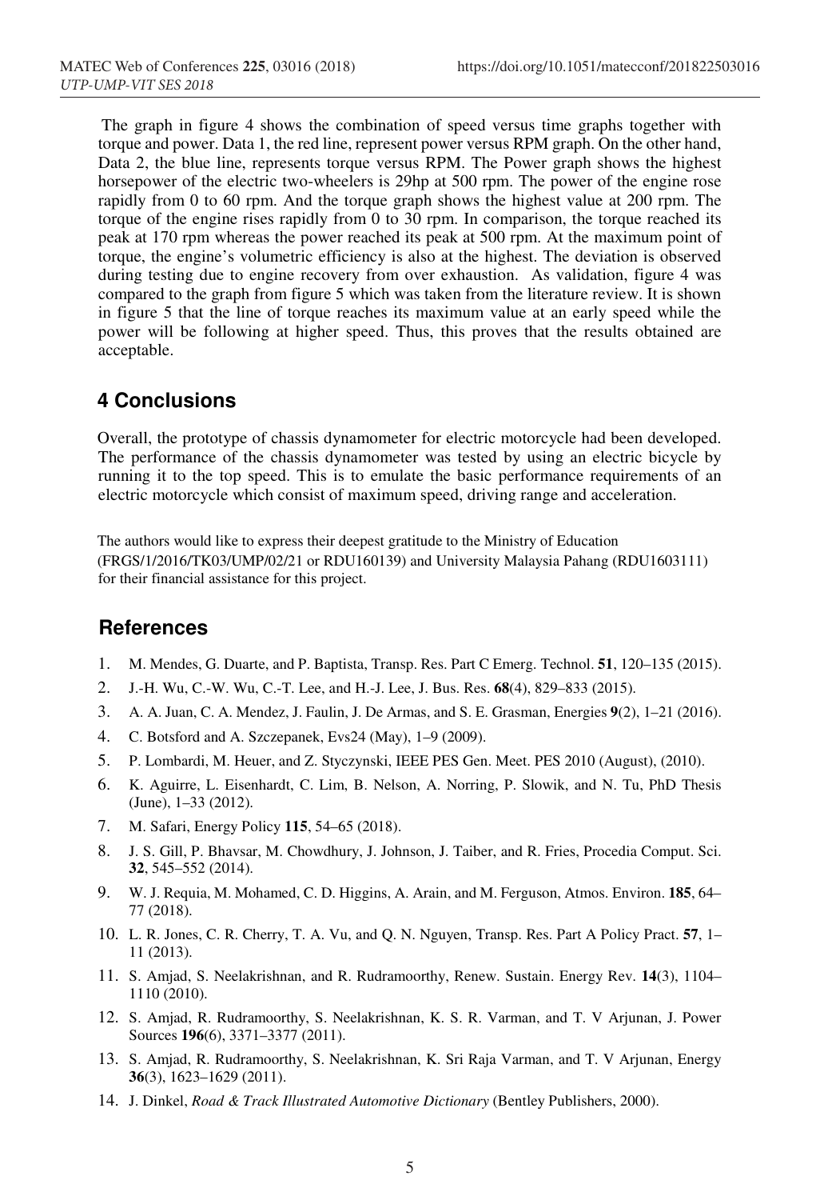The graph in figure 4 shows the combination of speed versus time graphs together with torque and power. Data 1, the red line, represent power versus RPM graph. On the other hand, Data 2, the blue line, represents torque versus RPM. The Power graph shows the highest horsepower of the electric two-wheelers is 29hp at 500 rpm. The power of the engine rose rapidly from 0 to 60 rpm. And the torque graph shows the highest value at 200 rpm. The torque of the engine rises rapidly from 0 to 30 rpm. In comparison, the torque reached its peak at 170 rpm whereas the power reached its peak at 500 rpm. At the maximum point of torque, the engine's volumetric efficiency is also at the highest. The deviation is observed during testing due to engine recovery from over exhaustion. As validation, figure 4 was compared to the graph from figure 5 which was taken from the literature review. It is shown in figure 5 that the line of torque reaches its maximum value at an early speed while the power will be following at higher speed. Thus, this proves that the results obtained are acceptable.

## 4 Conclusions

Overall, the prototype of chassis dynamometer for electric motorcycle had been developed. The performance of the chassis dynamometer was tested by using an electric bicycle by running it to the top speed. This is to emulate the basic performance requirements of an electric motorcycle which consist of maximum speed, driving range and acceleration.

The authors would like to express their deepest gratitude to the Ministry of Education (FRGS/1/2016/TK03/UMP/02/21 or RDU160139) and University Malaysia Pahang (RDU1603111) for their financial assistance for this project.

## References

1. M. Mendes, G. Duarte, and P. Baptista, Transp. Res. Part C Emerg. Technol. **51**, 120–135 (2015).
2. J.-H. Wu, C.-W. Wu, C.-T. Lee, and H.-J. Lee, J. Bus. Res. **68**(4), 829–833 (2015).
3. A. A. Juan, C. A. Mendez, J. Faulin, J. De Armas, and S. E. Grasman, Energies **9**(2), 1–21 (2016).
4. C. Botsford and A. Szczepanek, Evs24 (May), 1–9 (2009).
5. P. Lombardi, M. Heuer, and Z. Styczynski, IEEE PES Gen. Meet. PES 2010 (August), (2010).
6. K. Aguirre, L. Eisenhardt, C. Lim, B. Nelson, A. Norring, P. Slowik, and N. Tu, PhD Thesis (June), 1–33 (2012).
7. M. Safari, Energy Policy **115**, 54–65 (2018).
8. J. S. Gill, P. Bhavsar, M. Chowdhury, J. Johnson, J. Taiber, and R. Fries, Procedia Comput. Sci. **32**, 545–552 (2014).
9. W. J. Requia, M. Mohamed, C. D. Higgins, A. Arain, and M. Ferguson, Atmos. Environ. **185**, 64–77 (2018).
10. L. R. Jones, C. R. Cherry, T. A. Vu, and Q. N. Nguyen, Transp. Res. Part A Policy Pract. **57**, 1–11 (2013).
11. S. Amjad, S. Neelakrishnan, and R. Rudramoorthy, Renew. Sustain. Energy Rev. **14**(3), 1104–1110 (2010).
12. S. Amjad, R. Rudramoorthy, S. Neelakrishnan, K. S. R. Varman, and T. V Arjunan, J. Power Sources **196**(6), 3371–3377 (2011).
13. S. Amjad, R. Rudramoorthy, S. Neelakrishnan, K. Sri Raja Varman, and T. V Arjunan, Energy **36**(3), 1623–1629 (2011).
14. J. Dinkel, *Road & Track Illustrated Automotive Dictionary* (Bentley Publishers, 2000).